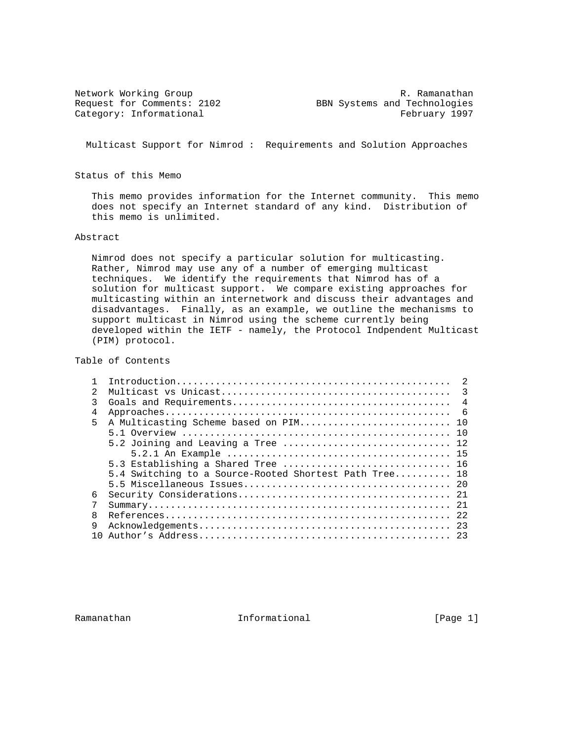Network Working Group R. Ramanathan
Request for Comments: 2102 BBN Systems and Technologies
Category: Informational February 1997

# Multicast Support for Nimrod : Requirements and Solution Approaches

## Status of this Memo

This memo provides information for the Internet community. This memo does not specify an Internet standard of any kind. Distribution of this memo is unlimited.

## Abstract

Nimrod does not specify a particular solution for multicasting. Rather, Nimrod may use any of a number of emerging multicast techniques. We identify the requirements that Nimrod has of a solution for multicast support. We compare existing approaches for multicasting within an internetwork and discuss their advantages and disadvantages. Finally, as an example, we outline the mechanisms to support multicast in Nimrod using the scheme currently being developed within the IETF - namely, the Protocol Indpendent Multicast (PIM) protocol.

## Table of Contents

```
1  Introduction................................................  2
2  Multicast vs Unicast........................................  3
3  Goals and Requirements......................................  4
4  Approaches..................................................  6
5  A Multicasting Scheme based on PIM.......................... 10
   5.1 Overview ............................................... 10
   5.2 Joining and Leaving a Tree ............................. 12
       5.2.1 An Example ....................................... 15
   5.3 Establishing a Shared Tree ............................. 16
   5.4 Switching to a Source-Rooted Shortest Path Tree.......... 18
   5.5 Miscellaneous Issues.................................... 20
6  Security Considerations..................................... 21
7  Summary..................................................... 21
8  References.................................................. 22
9  Acknowledgements............................................ 23
10 Author's Address............................................ 23
```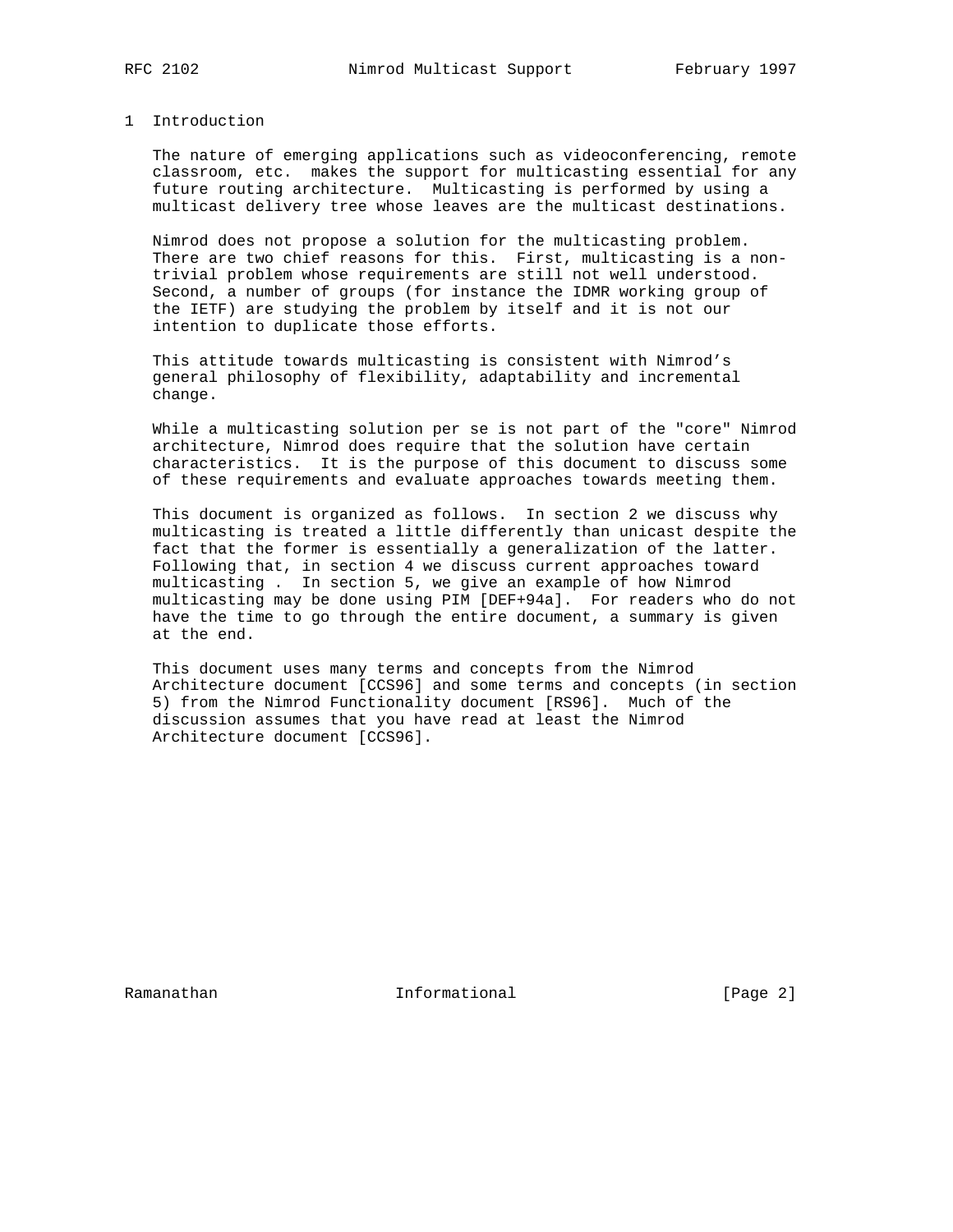# 1 Introduction

The nature of emerging applications such as videoconferencing, remote classroom, etc. makes the support for multicasting essential for any future routing architecture. Multicasting is performed by using a multicast delivery tree whose leaves are the multicast destinations.

Nimrod does not propose a solution for the multicasting problem. There are two chief reasons for this. First, multicasting is a non-trivial problem whose requirements are still not well understood. Second, a number of groups (for instance the IDMR working group of the IETF) are studying the problem by itself and it is not our intention to duplicate those efforts.

This attitude towards multicasting is consistent with Nimrod's general philosophy of flexibility, adaptability and incremental change.

While a multicasting solution per se is not part of the "core" Nimrod architecture, Nimrod does require that the solution have certain characteristics. It is the purpose of this document to discuss some of these requirements and evaluate approaches towards meeting them.

This document is organized as follows. In section 2 we discuss why multicasting is treated a little differently than unicast despite the fact that the former is essentially a generalization of the latter. Following that, in section 4 we discuss current approaches toward multicasting . In section 5, we give an example of how Nimrod multicasting may be done using PIM [DEF+94a]. For readers who do not have the time to go through the entire document, a summary is given at the end.

This document uses many terms and concepts from the Nimrod Architecture document [CCS96] and some terms and concepts (in section 5) from the Nimrod Functionality document [RS96]. Much of the discussion assumes that you have read at least the Nimrod Architecture document [CCS96].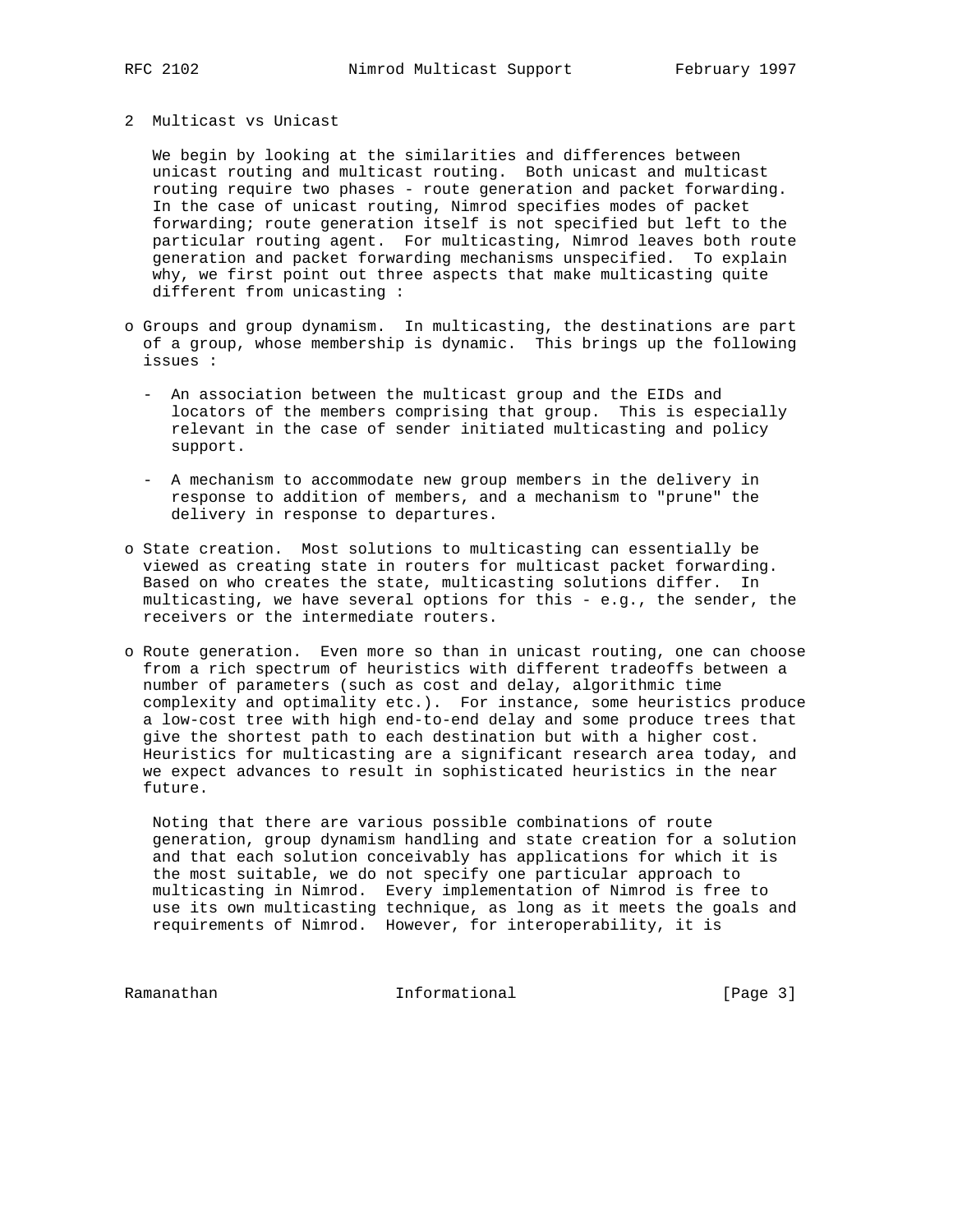## 2 Multicast vs Unicast

We begin by looking at the similarities and differences between unicast routing and multicast routing. Both unicast and multicast routing require two phases - route generation and packet forwarding. In the case of unicast routing, Nimrod specifies modes of packet forwarding; route generation itself is not specified but left to the particular routing agent. For multicasting, Nimrod leaves both route generation and packet forwarding mechanisms unspecified. To explain why, we first point out three aspects that make multicasting quite different from unicasting :

- Groups and group dynamism. In multicasting, the destinations are part of a group, whose membership is dynamic. This brings up the following issues :

  - An association between the multicast group and the EIDs and locators of the members comprising that group. This is especially relevant in the case of sender initiated multicasting and policy support.

  - A mechanism to accommodate new group members in the delivery in response to addition of members, and a mechanism to "prune" the delivery in response to departures.

- State creation. Most solutions to multicasting can essentially be viewed as creating state in routers for multicast packet forwarding. Based on who creates the state, multicasting solutions differ. In multicasting, we have several options for this - e.g., the sender, the receivers or the intermediate routers.

- Route generation. Even more so than in unicast routing, one can choose from a rich spectrum of heuristics with different tradeoffs between a number of parameters (such as cost and delay, algorithmic time complexity and optimality etc.). For instance, some heuristics produce a low-cost tree with high end-to-end delay and some produce trees that give the shortest path to each destination but with a higher cost. Heuristics for multicasting are a significant research area today, and we expect advances to result in sophisticated heuristics in the near future.

Noting that there are various possible combinations of route generation, group dynamism handling and state creation for a solution and that each solution conceivably has applications for which it is the most suitable, we do not specify one particular approach to multicasting in Nimrod. Every implementation of Nimrod is free to use its own multicasting technique, as long as it meets the goals and requirements of Nimrod. However, for interoperability, it is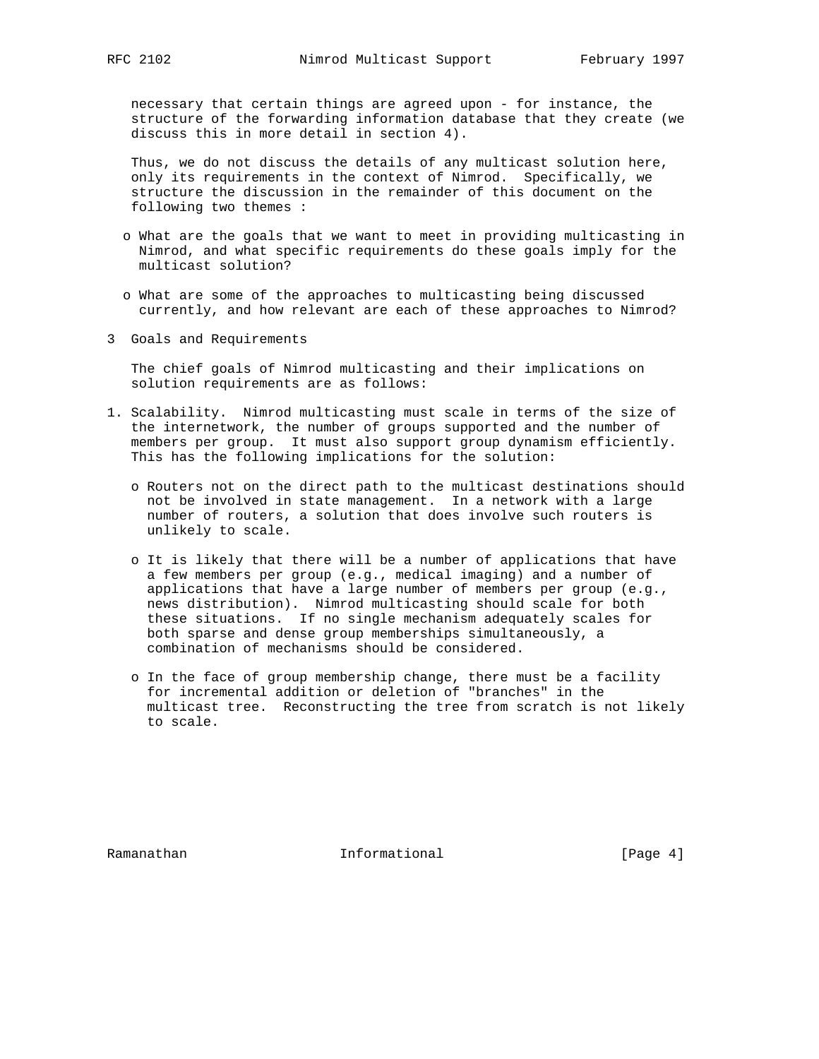necessary that certain things are agreed upon - for instance, the structure of the forwarding information database that they create (we discuss this in more detail in section 4).

Thus, we do not discuss the details of any multicast solution here, only its requirements in the context of Nimrod. Specifically, we structure the discussion in the remainder of this document on the following two themes :

- What are the goals that we want to meet in providing multicasting in Nimrod, and what specific requirements do these goals imply for the multicast solution?
- What are some of the approaches to multicasting being discussed currently, and how relevant are each of these approaches to Nimrod?

## 3 Goals and Requirements

The chief goals of Nimrod multicasting and their implications on solution requirements are as follows:

1. Scalability. Nimrod multicasting must scale in terms of the size of the internetwork, the number of groups supported and the number of members per group. It must also support group dynamism efficiently. This has the following implications for the solution:

   - Routers not on the direct path to the multicast destinations should not be involved in state management. In a network with a large number of routers, a solution that does involve such routers is unlikely to scale.
   - It is likely that there will be a number of applications that have a few members per group (e.g., medical imaging) and a number of applications that have a large number of members per group (e.g., news distribution). Nimrod multicasting should scale for both these situations. If no single mechanism adequately scales for both sparse and dense group memberships simultaneously, a combination of mechanisms should be considered.
   - In the face of group membership change, there must be a facility for incremental addition or deletion of "branches" in the multicast tree. Reconstructing the tree from scratch is not likely to scale.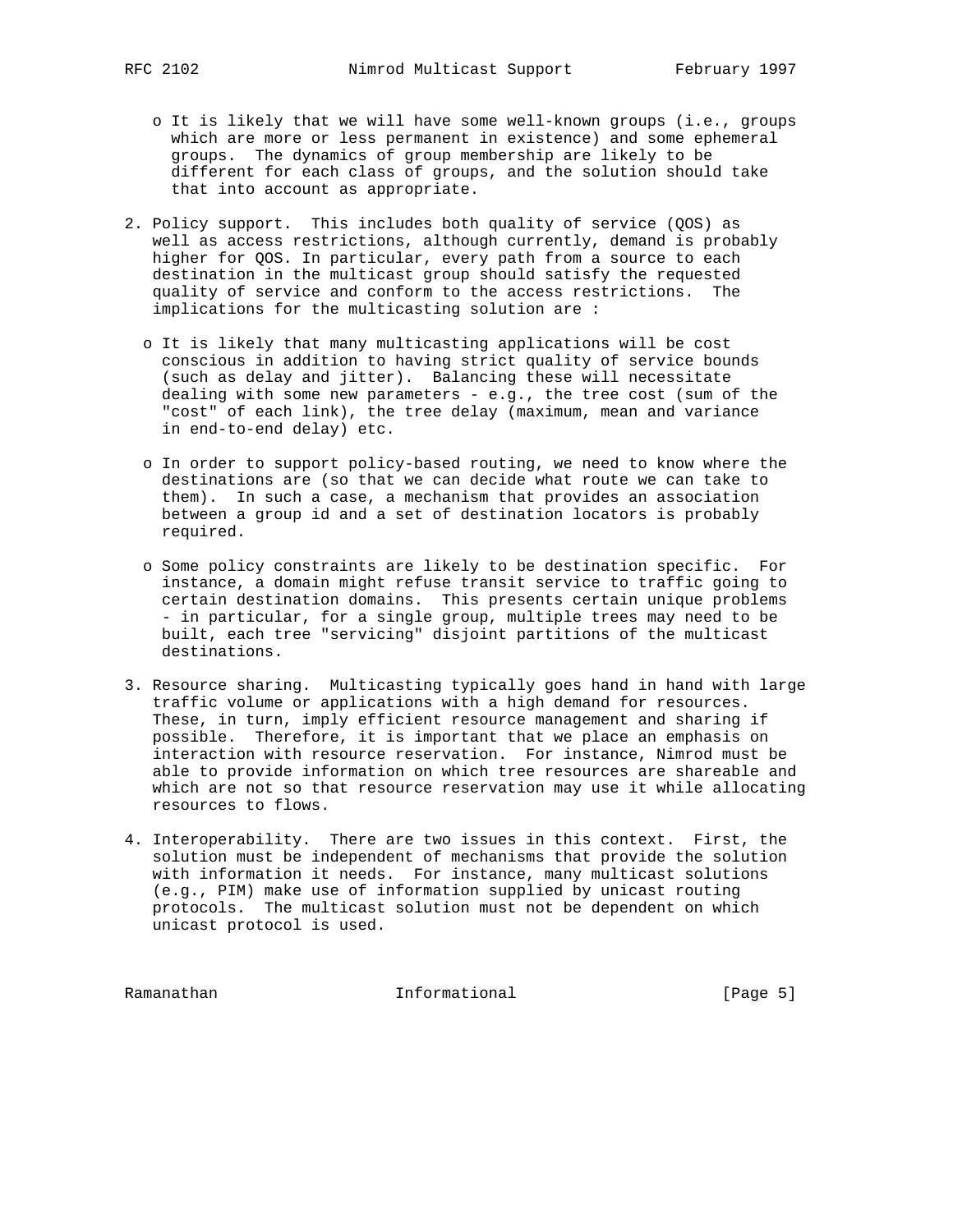- It is likely that we will have some well-known groups (i.e., groups which are more or less permanent in existence) and some ephemeral groups. The dynamics of group membership are likely to be different for each class of groups, and the solution should take that into account as appropriate.

2. Policy support. This includes both quality of service (QOS) as well as access restrictions, although currently, demand is probably higher for QOS. In particular, every path from a source to each destination in the multicast group should satisfy the requested quality of service and conform to the access restrictions. The implications for the multicasting solution are :

   - It is likely that many multicasting applications will be cost conscious in addition to having strict quality of service bounds (such as delay and jitter). Balancing these will necessitate dealing with some new parameters - e.g., the tree cost (sum of the "cost" of each link), the tree delay (maximum, mean and variance in end-to-end delay) etc.

   - In order to support policy-based routing, we need to know where the destinations are (so that we can decide what route we can take to them). In such a case, a mechanism that provides an association between a group id and a set of destination locators is probably required.

   - Some policy constraints are likely to be destination specific. For instance, a domain might refuse transit service to traffic going to certain destination domains. This presents certain unique problems - in particular, for a single group, multiple trees may need to be built, each tree "servicing" disjoint partitions of the multicast destinations.

3. Resource sharing. Multicasting typically goes hand in hand with large traffic volume or applications with a high demand for resources. These, in turn, imply efficient resource management and sharing if possible. Therefore, it is important that we place an emphasis on interaction with resource reservation. For instance, Nimrod must be able to provide information on which tree resources are shareable and which are not so that resource reservation may use it while allocating resources to flows.

4. Interoperability. There are two issues in this context. First, the solution must be independent of mechanisms that provide the solution with information it needs. For instance, many multicast solutions (e.g., PIM) make use of information supplied by unicast routing protocols. The multicast solution must not be dependent on which unicast protocol is used.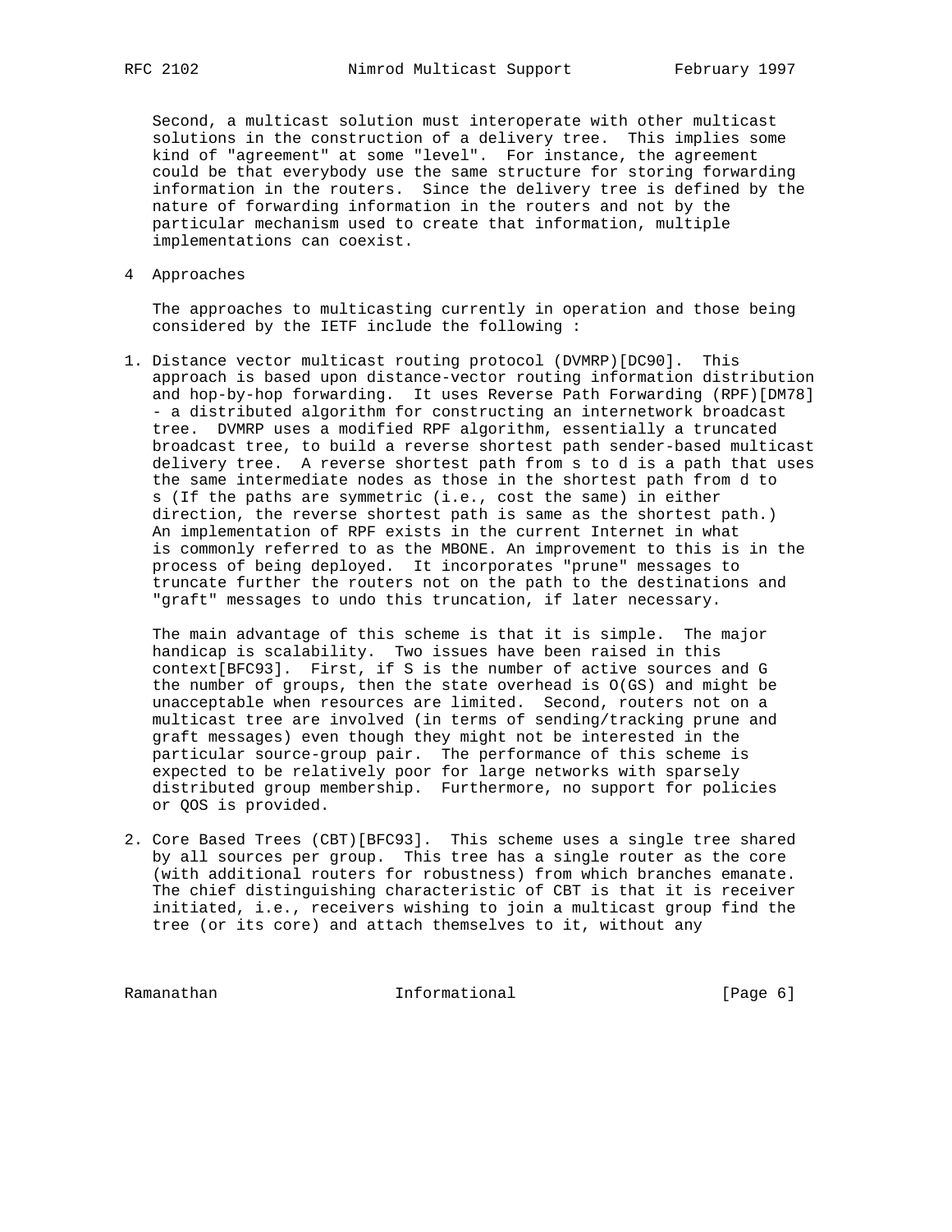Second, a multicast solution must interoperate with other multicast solutions in the construction of a delivery tree. This implies some kind of "agreement" at some "level". For instance, the agreement could be that everybody use the same structure for storing forwarding information in the routers. Since the delivery tree is defined by the nature of forwarding information in the routers and not by the particular mechanism used to create that information, multiple implementations can coexist.

## 4 Approaches

The approaches to multicasting currently in operation and those being considered by the IETF include the following :

1. Distance vector multicast routing protocol (DVMRP)[DC90]. This approach is based upon distance-vector routing information distribution and hop-by-hop forwarding. It uses Reverse Path Forwarding (RPF)[DM78] - a distributed algorithm for constructing an internetwork broadcast tree. DVMRP uses a modified RPF algorithm, essentially a truncated broadcast tree, to build a reverse shortest path sender-based multicast delivery tree. A reverse shortest path from s to d is a path that uses the same intermediate nodes as those in the shortest path from d to s (If the paths are symmetric (i.e., cost the same) in either direction, the reverse shortest path is same as the shortest path.) An implementation of RPF exists in the current Internet in what is commonly referred to as the MBONE. An improvement to this is in the process of being deployed. It incorporates "prune" messages to truncate further the routers not on the path to the destinations and "graft" messages to undo this truncation, if later necessary.

   The main advantage of this scheme is that it is simple. The major handicap is scalability. Two issues have been raised in this context[BFC93]. First, if S is the number of active sources and G the number of groups, then the state overhead is O(GS) and might be unacceptable when resources are limited. Second, routers not on a multicast tree are involved (in terms of sending/tracking prune and graft messages) even though they might not be interested in the particular source-group pair. The performance of this scheme is expected to be relatively poor for large networks with sparsely distributed group membership. Furthermore, no support for policies or QOS is provided.

2. Core Based Trees (CBT)[BFC93]. This scheme uses a single tree shared by all sources per group. This tree has a single router as the core (with additional routers for robustness) from which branches emanate. The chief distinguishing characteristic of CBT is that it is receiver initiated, i.e., receivers wishing to join a multicast group find the tree (or its core) and attach themselves to it, without any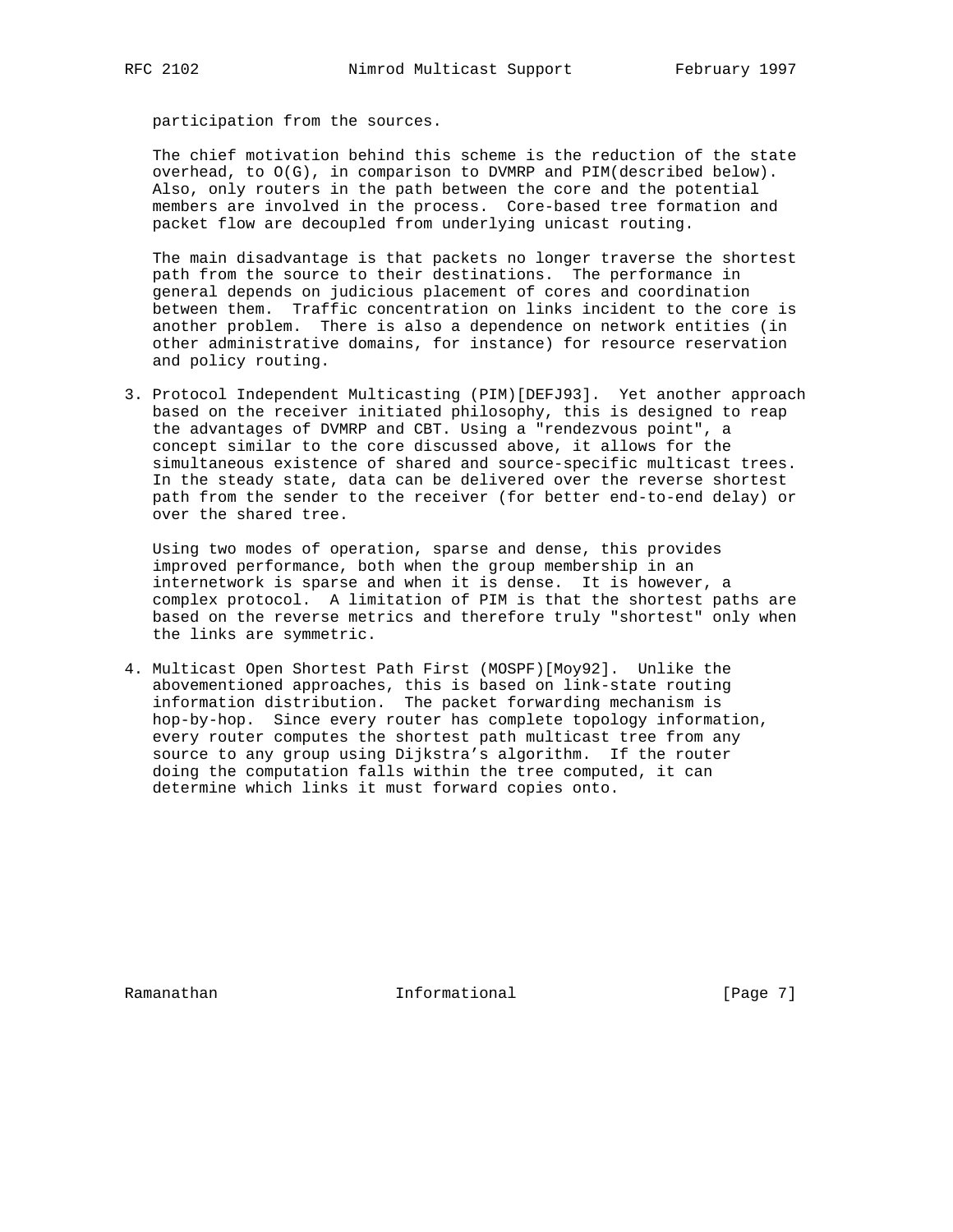participation from the sources.

The chief motivation behind this scheme is the reduction of the state overhead, to $O(G)$, in comparison to DVMRP and PIM(described below). Also, only routers in the path between the core and the potential members are involved in the process. Core-based tree formation and packet flow are decoupled from underlying unicast routing.

The main disadvantage is that packets no longer traverse the shortest path from the source to their destinations. The performance in general depends on judicious placement of cores and coordination between them. Traffic concentration on links incident to the core is another problem. There is also a dependence on network entities (in other administrative domains, for instance) for resource reservation and policy routing.

3. Protocol Independent Multicasting (PIM)[DEFJ93]. Yet another approach based on the receiver initiated philosophy, this is designed to reap the advantages of DVMRP and CBT. Using a "rendezvous point", a concept similar to the core discussed above, it allows for the simultaneous existence of shared and source-specific multicast trees. In the steady state, data can be delivered over the reverse shortest path from the sender to the receiver (for better end-to-end delay) or over the shared tree.

   Using two modes of operation, sparse and dense, this provides improved performance, both when the group membership in an internetwork is sparse and when it is dense. It is however, a complex protocol. A limitation of PIM is that the shortest paths are based on the reverse metrics and therefore truly "shortest" only when the links are symmetric.

4. Multicast Open Shortest Path First (MOSPF)[Moy92]. Unlike the abovementioned approaches, this is based on link-state routing information distribution. The packet forwarding mechanism is hop-by-hop. Since every router has complete topology information, every router computes the shortest path multicast tree from any source to any group using Dijkstra's algorithm. If the router doing the computation falls within the tree computed, it can determine which links it must forward copies onto.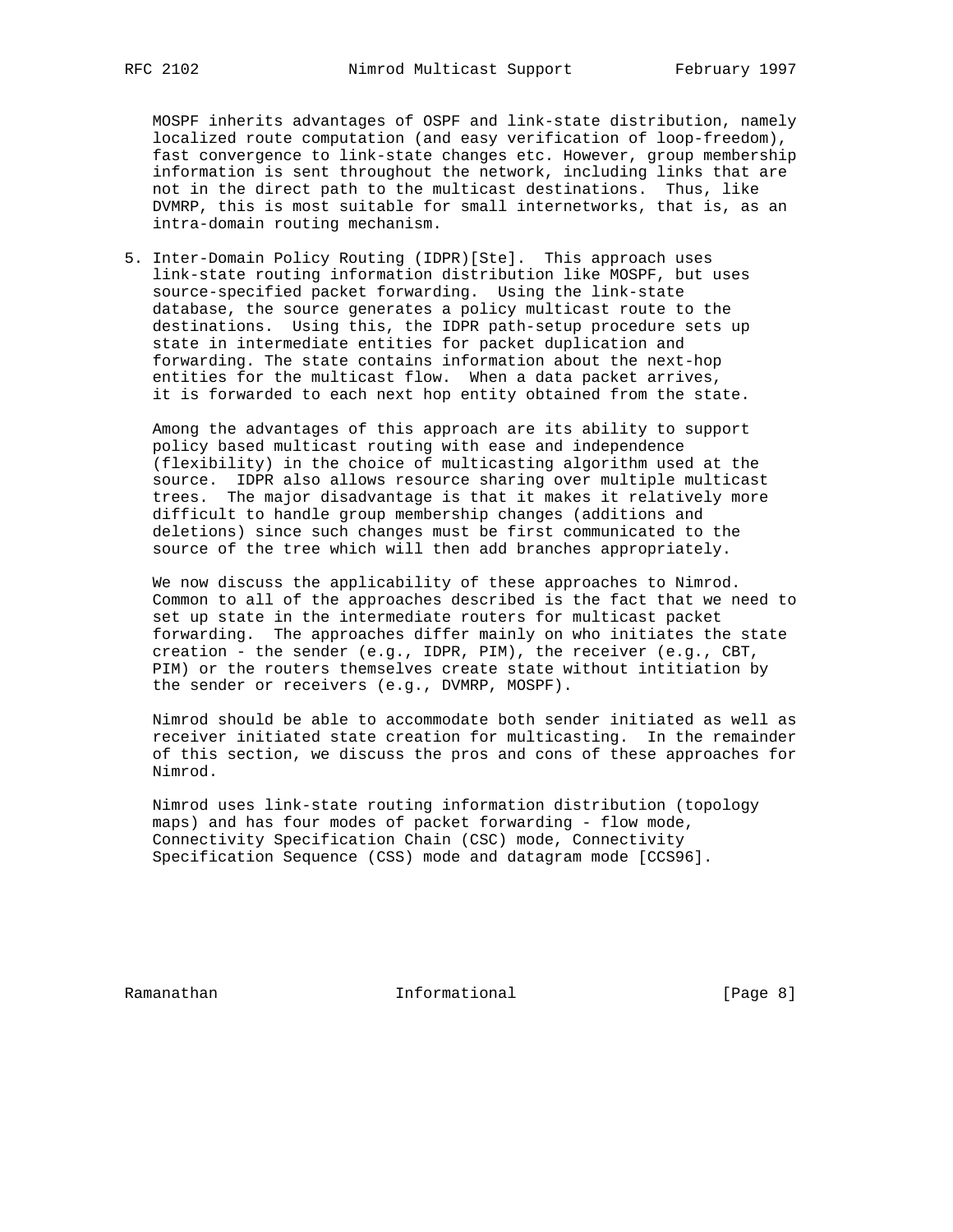MOSPF inherits advantages of OSPF and link-state distribution, namely localized route computation (and easy verification of loop-freedom), fast convergence to link-state changes etc. However, group membership information is sent throughout the network, including links that are not in the direct path to the multicast destinations. Thus, like DVMRP, this is most suitable for small internetworks, that is, as an intra-domain routing mechanism.

5. Inter-Domain Policy Routing (IDPR)[Ste]. This approach uses link-state routing information distribution like MOSPF, but uses source-specified packet forwarding. Using the link-state database, the source generates a policy multicast route to the destinations. Using this, the IDPR path-setup procedure sets up state in intermediate entities for packet duplication and forwarding. The state contains information about the next-hop entities for the multicast flow. When a data packet arrives, it is forwarded to each next hop entity obtained from the state.

   Among the advantages of this approach are its ability to support policy based multicast routing with ease and independence (flexibility) in the choice of multicasting algorithm used at the source. IDPR also allows resource sharing over multiple multicast trees. The major disadvantage is that it makes it relatively more difficult to handle group membership changes (additions and deletions) since such changes must be first communicated to the source of the tree which will then add branches appropriately.

We now discuss the applicability of these approaches to Nimrod. Common to all of the approaches described is the fact that we need to set up state in the intermediate routers for multicast packet forwarding. The approaches differ mainly on who initiates the state creation - the sender (e.g., IDPR, PIM), the receiver (e.g., CBT, PIM) or the routers themselves create state without intitiation by the sender or receivers (e.g., DVMRP, MOSPF).

Nimrod should be able to accommodate both sender initiated as well as receiver initiated state creation for multicasting. In the remainder of this section, we discuss the pros and cons of these approaches for Nimrod.

Nimrod uses link-state routing information distribution (topology maps) and has four modes of packet forwarding - flow mode, Connectivity Specification Chain (CSC) mode, Connectivity Specification Sequence (CSS) mode and datagram mode [CCS96].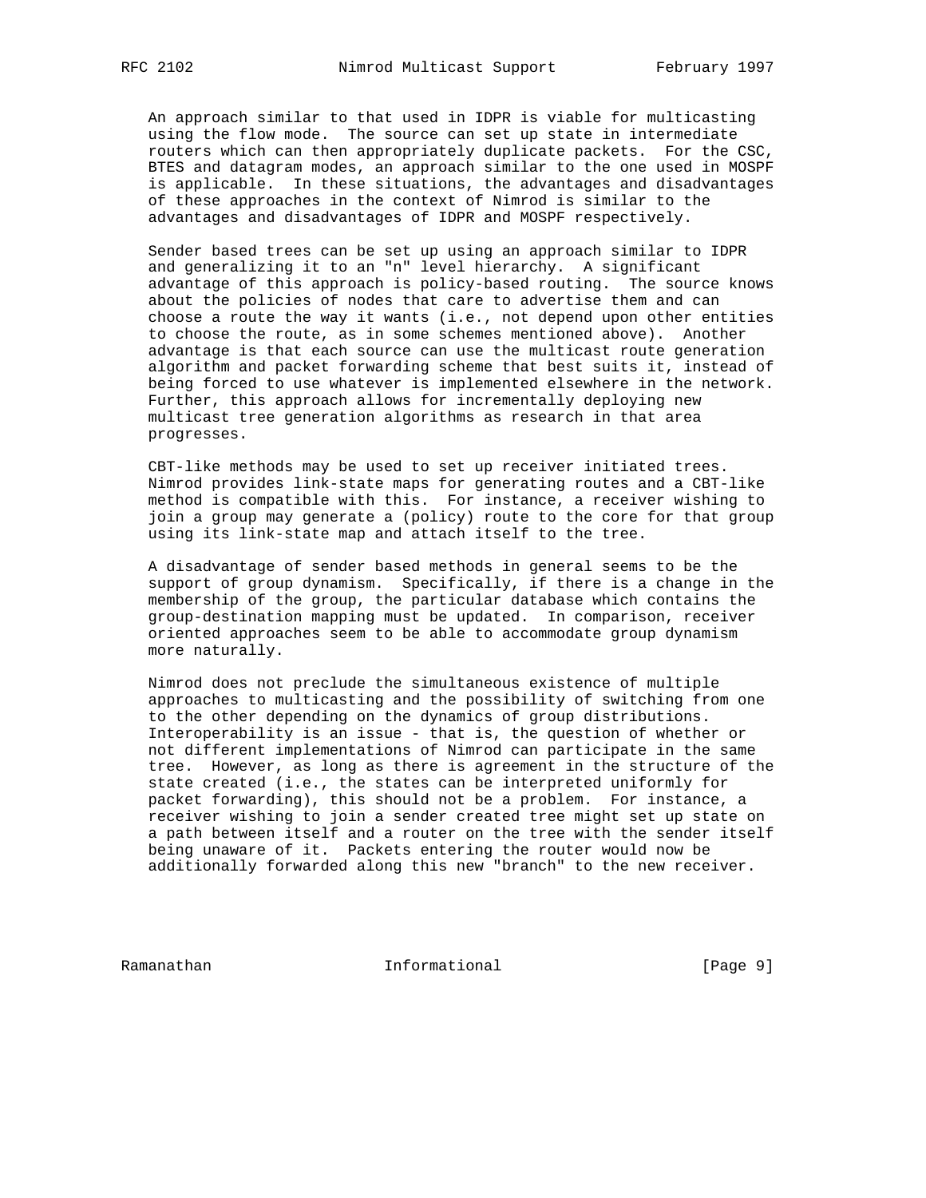An approach similar to that used in IDPR is viable for multicasting using the flow mode. The source can set up state in intermediate routers which can then appropriately duplicate packets. For the CSC, BTES and datagram modes, an approach similar to the one used in MOSPF is applicable. In these situations, the advantages and disadvantages of these approaches in the context of Nimrod is similar to the advantages and disadvantages of IDPR and MOSPF respectively.

Sender based trees can be set up using an approach similar to IDPR and generalizing it to an "n" level hierarchy. A significant advantage of this approach is policy-based routing. The source knows about the policies of nodes that care to advertise them and can choose a route the way it wants (i.e., not depend upon other entities to choose the route, as in some schemes mentioned above). Another advantage is that each source can use the multicast route generation algorithm and packet forwarding scheme that best suits it, instead of being forced to use whatever is implemented elsewhere in the network. Further, this approach allows for incrementally deploying new multicast tree generation algorithms as research in that area progresses.

CBT-like methods may be used to set up receiver initiated trees. Nimrod provides link-state maps for generating routes and a CBT-like method is compatible with this. For instance, a receiver wishing to join a group may generate a (policy) route to the core for that group using its link-state map and attach itself to the tree.

A disadvantage of sender based methods in general seems to be the support of group dynamism. Specifically, if there is a change in the membership of the group, the particular database which contains the group-destination mapping must be updated. In comparison, receiver oriented approaches seem to be able to accommodate group dynamism more naturally.

Nimrod does not preclude the simultaneous existence of multiple approaches to multicasting and the possibility of switching from one to the other depending on the dynamics of group distributions. Interoperability is an issue - that is, the question of whether or not different implementations of Nimrod can participate in the same tree. However, as long as there is agreement in the structure of the state created (i.e., the states can be interpreted uniformly for packet forwarding), this should not be a problem. For instance, a receiver wishing to join a sender created tree might set up state on a path between itself and a router on the tree with the sender itself being unaware of it. Packets entering the router would now be additionally forwarded along this new "branch" to the new receiver.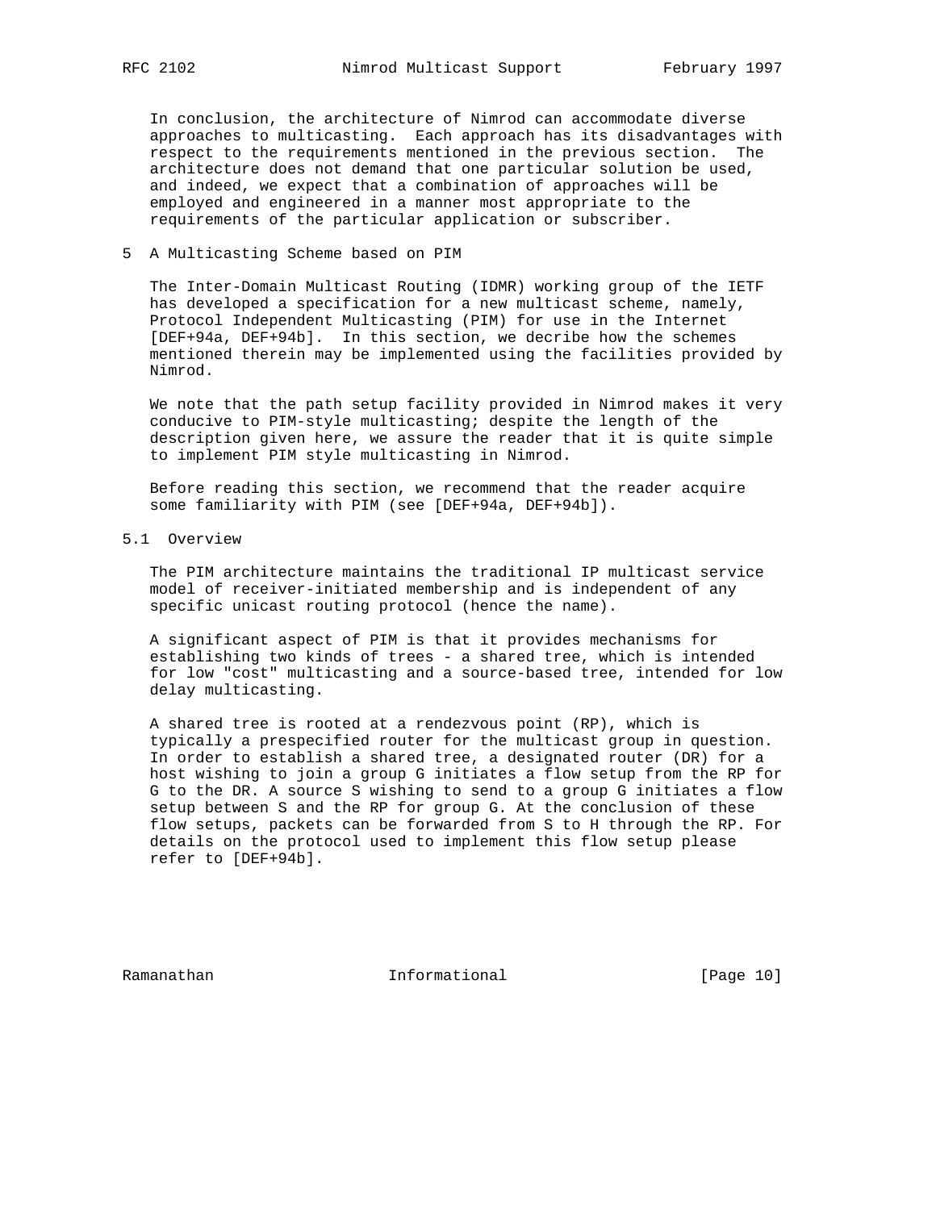In conclusion, the architecture of Nimrod can accommodate diverse approaches to multicasting. Each approach has its disadvantages with respect to the requirements mentioned in the previous section. The architecture does not demand that one particular solution be used, and indeed, we expect that a combination of approaches will be employed and engineered in a manner most appropriate to the requirements of the particular application or subscriber.

## 5 A Multicasting Scheme based on PIM

The Inter-Domain Multicast Routing (IDMR) working group of the IETF has developed a specification for a new multicast scheme, namely, Protocol Independent Multicasting (PIM) for use in the Internet [DEF+94a, DEF+94b]. In this section, we decribe how the schemes mentioned therein may be implemented using the facilities provided by Nimrod.

We note that the path setup facility provided in Nimrod makes it very conducive to PIM-style multicasting; despite the length of the description given here, we assure the reader that it is quite simple to implement PIM style multicasting in Nimrod.

Before reading this section, we recommend that the reader acquire some familiarity with PIM (see [DEF+94a, DEF+94b]).

### 5.1 Overview

The PIM architecture maintains the traditional IP multicast service model of receiver-initiated membership and is independent of any specific unicast routing protocol (hence the name).

A significant aspect of PIM is that it provides mechanisms for establishing two kinds of trees - a shared tree, which is intended for low "cost" multicasting and a source-based tree, intended for low delay multicasting.

A shared tree is rooted at a rendezvous point (RP), which is typically a prespecified router for the multicast group in question. In order to establish a shared tree, a designated router (DR) for a host wishing to join a group G initiates a flow setup from the RP for G to the DR. A source S wishing to send to a group G initiates a flow setup between S and the RP for group G. At the conclusion of these flow setups, packets can be forwarded from S to H through the RP. For details on the protocol used to implement this flow setup please refer to [DEF+94b].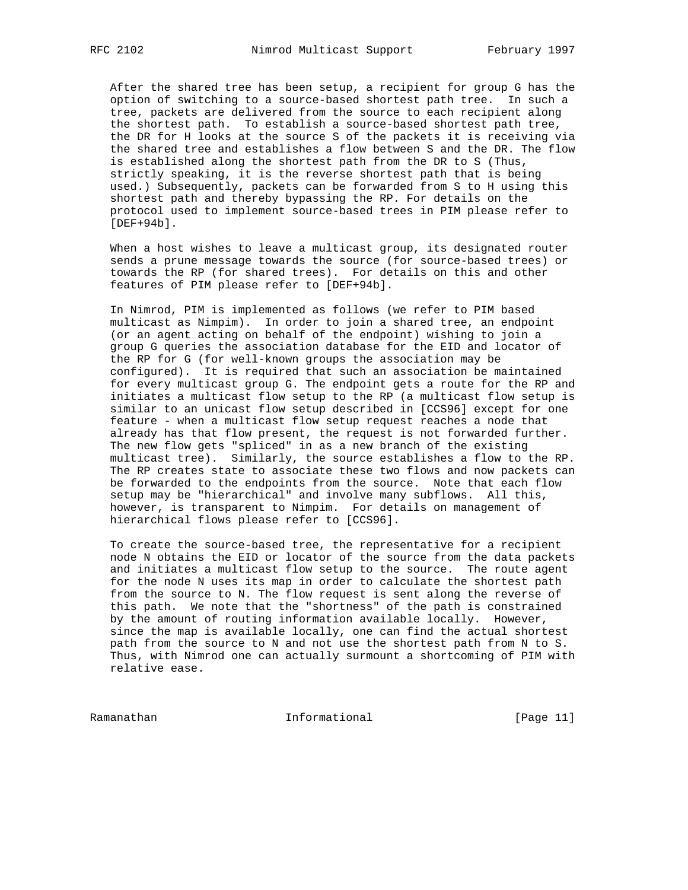After the shared tree has been setup, a recipient for group G has the option of switching to a source-based shortest path tree. In such a tree, packets are delivered from the source to each recipient along the shortest path. To establish a source-based shortest path tree, the DR for H looks at the source S of the packets it is receiving via the shared tree and establishes a flow between S and the DR. The flow is established along the shortest path from the DR to S (Thus, strictly speaking, it is the reverse shortest path that is being used.) Subsequently, packets can be forwarded from S to H using this shortest path and thereby bypassing the RP. For details on the protocol used to implement source-based trees in PIM please refer to [DEF+94b].

When a host wishes to leave a multicast group, its designated router sends a prune message towards the source (for source-based trees) or towards the RP (for shared trees). For details on this and other features of PIM please refer to [DEF+94b].

In Nimrod, PIM is implemented as follows (we refer to PIM based multicast as Nimpim). In order to join a shared tree, an endpoint (or an agent acting on behalf of the endpoint) wishing to join a group G queries the association database for the EID and locator of the RP for G (for well-known groups the association may be configured). It is required that such an association be maintained for every multicast group G. The endpoint gets a route for the RP and initiates a multicast flow setup to the RP (a multicast flow setup is similar to an unicast flow setup described in [CCS96] except for one feature - when a multicast flow setup request reaches a node that already has that flow present, the request is not forwarded further. The new flow gets "spliced" in as a new branch of the existing multicast tree). Similarly, the source establishes a flow to the RP. The RP creates state to associate these two flows and now packets can be forwarded to the endpoints from the source. Note that each flow setup may be "hierarchical" and involve many subflows. All this, however, is transparent to Nimpim. For details on management of hierarchical flows please refer to [CCS96].

To create the source-based tree, the representative for a recipient node N obtains the EID or locator of the source from the data packets and initiates a multicast flow setup to the source. The route agent for the node N uses its map in order to calculate the shortest path from the source to N. The flow request is sent along the reverse of this path. We note that the "shortness" of the path is constrained by the amount of routing information available locally. However, since the map is available locally, one can find the actual shortest path from the source to N and not use the shortest path from N to S. Thus, with Nimrod one can actually surmount a shortcoming of PIM with relative ease.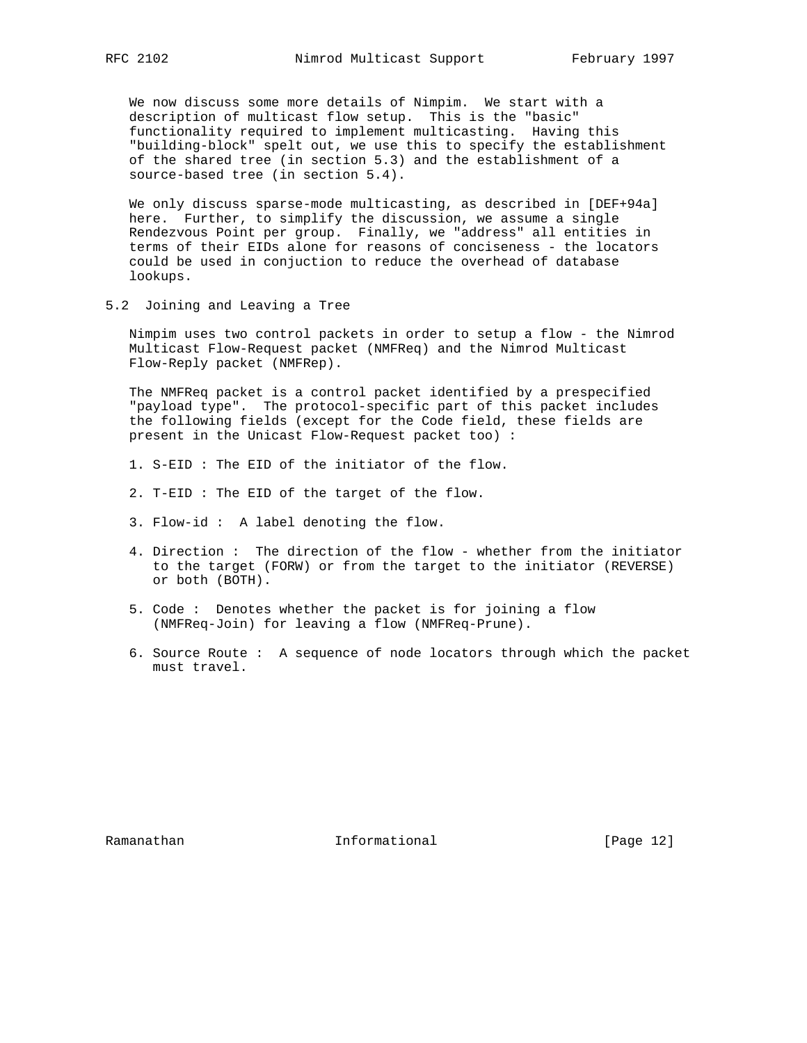We now discuss some more details of Nimpim. We start with a description of multicast flow setup. This is the "basic" functionality required to implement multicasting. Having this "building-block" spelt out, we use this to specify the establishment of the shared tree (in section 5.3) and the establishment of a source-based tree (in section 5.4).

We only discuss sparse-mode multicasting, as described in [DEF+94a] here. Further, to simplify the discussion, we assume a single Rendezvous Point per group. Finally, we "address" all entities in terms of their EIDs alone for reasons of conciseness - the locators could be used in conjuction to reduce the overhead of database lookups.

## 5.2 Joining and Leaving a Tree

Nimpim uses two control packets in order to setup a flow - the Nimrod Multicast Flow-Request packet (NMFReq) and the Nimrod Multicast Flow-Reply packet (NMFRep).

The NMFReq packet is a control packet identified by a prespecified "payload type". The protocol-specific part of this packet includes the following fields (except for the Code field, these fields are present in the Unicast Flow-Request packet too) :

1. S-EID : The EID of the initiator of the flow.

2. T-EID : The EID of the target of the flow.

3. Flow-id : A label denoting the flow.

4. Direction : The direction of the flow - whether from the initiator to the target (FORW) or from the target to the initiator (REVERSE) or both (BOTH).

5. Code : Denotes whether the packet is for joining a flow (NMFReq-Join) for leaving a flow (NMFReq-Prune).

6. Source Route : A sequence of node locators through which the packet must travel.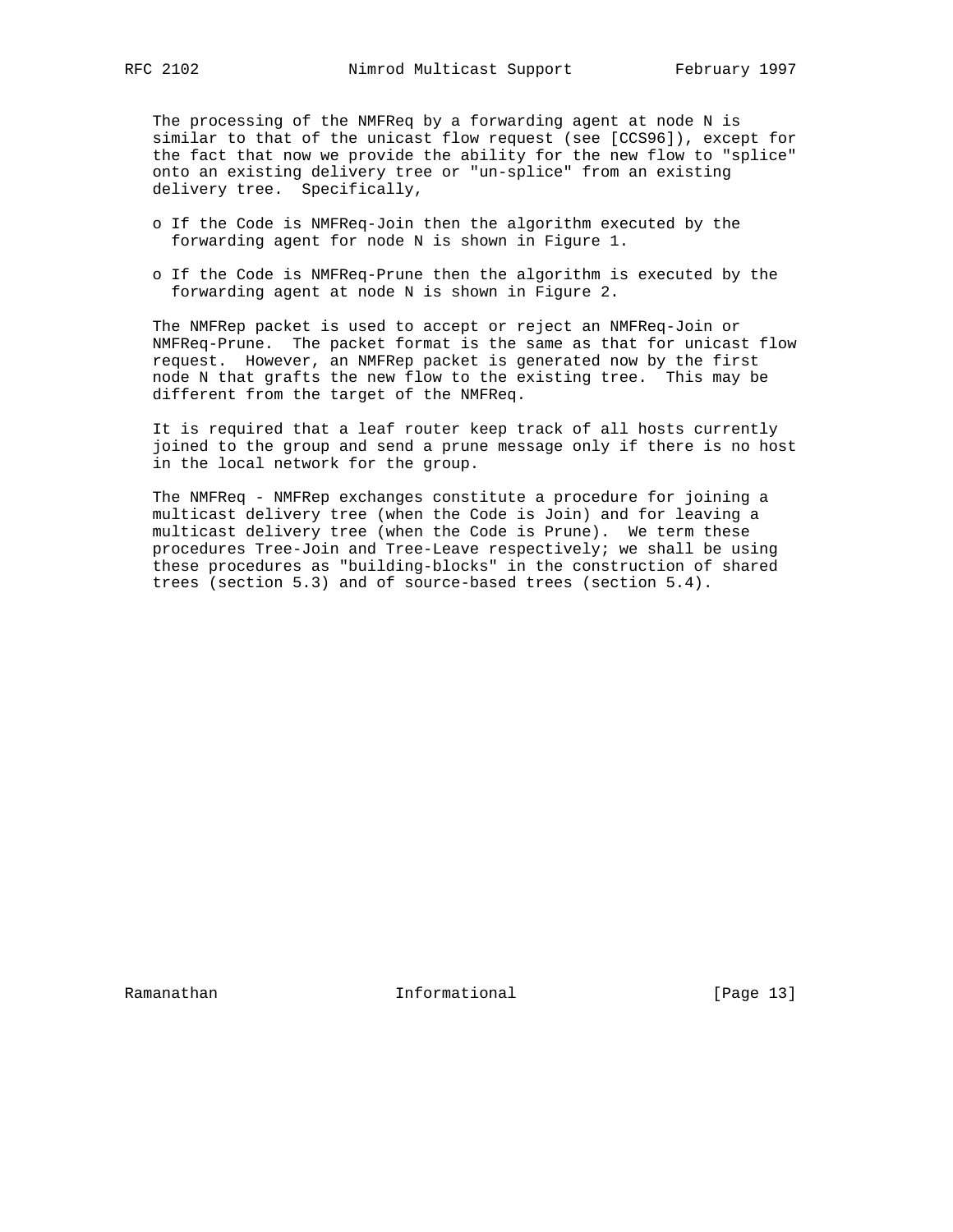The processing of the NMFReq by a forwarding agent at node N is similar to that of the unicast flow request (see [CCS96]), except for the fact that now we provide the ability for the new flow to "splice" onto an existing delivery tree or "un-splice" from an existing delivery tree. Specifically,

- If the Code is NMFReq-Join then the algorithm executed by the forwarding agent for node N is shown in Figure 1.

- If the Code is NMFReq-Prune then the algorithm is executed by the forwarding agent at node N is shown in Figure 2.

The NMFRep packet is used to accept or reject an NMFReq-Join or NMFReq-Prune. The packet format is the same as that for unicast flow request. However, an NMFRep packet is generated now by the first node N that grafts the new flow to the existing tree. This may be different from the target of the NMFReq.

It is required that a leaf router keep track of all hosts currently joined to the group and send a prune message only if there is no host in the local network for the group.

The NMFReq - NMFRep exchanges constitute a procedure for joining a multicast delivery tree (when the Code is Join) and for leaving a multicast delivery tree (when the Code is Prune). We term these procedures Tree-Join and Tree-Leave respectively; we shall be using these procedures as "building-blocks" in the construction of shared trees (section 5.3) and of source-based trees (section 5.4).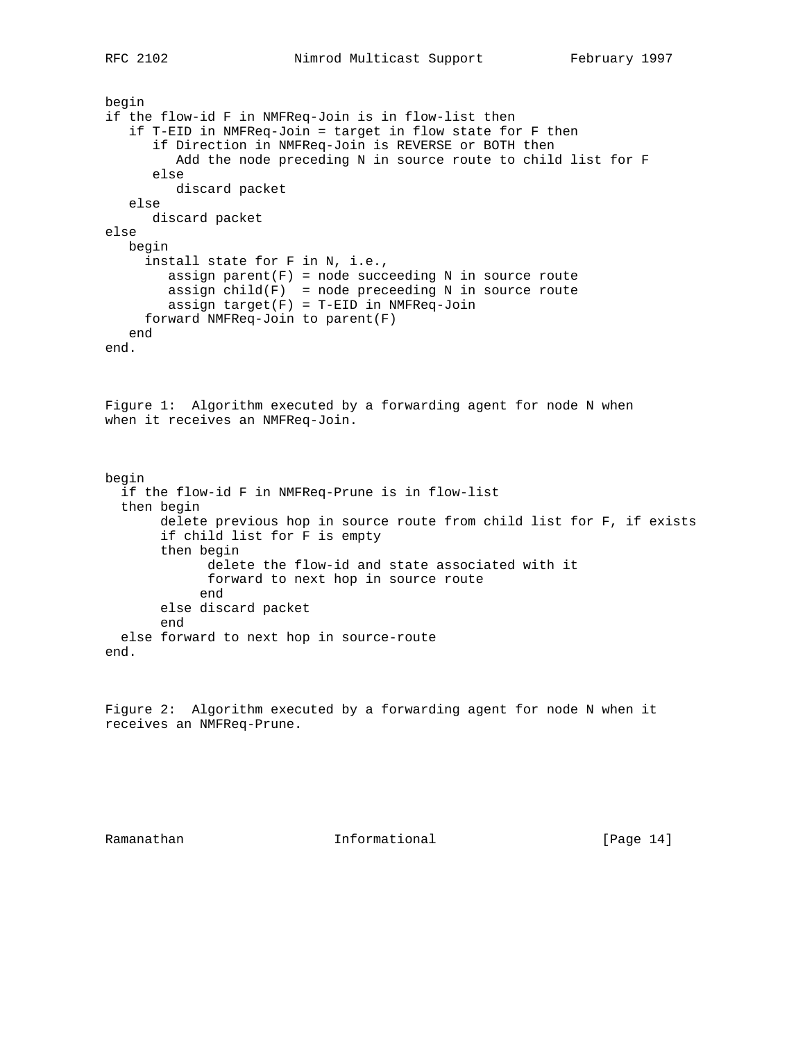```
begin
if the flow-id F in NMFReq-Join is in flow-list then
   if T-EID in NMFReq-Join = target in flow state for F then
      if Direction in NMFReq-Join is REVERSE or BOTH then
         Add the node preceding N in source route to child list for F
      else
         discard packet
   else
      discard packet
else
   begin
     install state for F in N, i.e.,
        assign parent(F) = node succeeding N in source route
        assign child(F)  = node preceeding N in source route
        assign target(F) = T-EID in NMFReq-Join
     forward NMFReq-Join to parent(F)
   end
end.
```

Figure 1: Algorithm executed by a forwarding agent for node N when when it receives an NMFReq-Join.

```
begin
  if the flow-id F in NMFReq-Prune is in flow-list
  then begin
       delete previous hop in source route from child list for F, if exists
       if child list for F is empty
       then begin
             delete the flow-id and state associated with it
             forward to next hop in source route
            end
       else discard packet
       end
  else forward to next hop in source-route
end.
```

Figure 2: Algorithm executed by a forwarding agent for node N when it receives an NMFReq-Prune.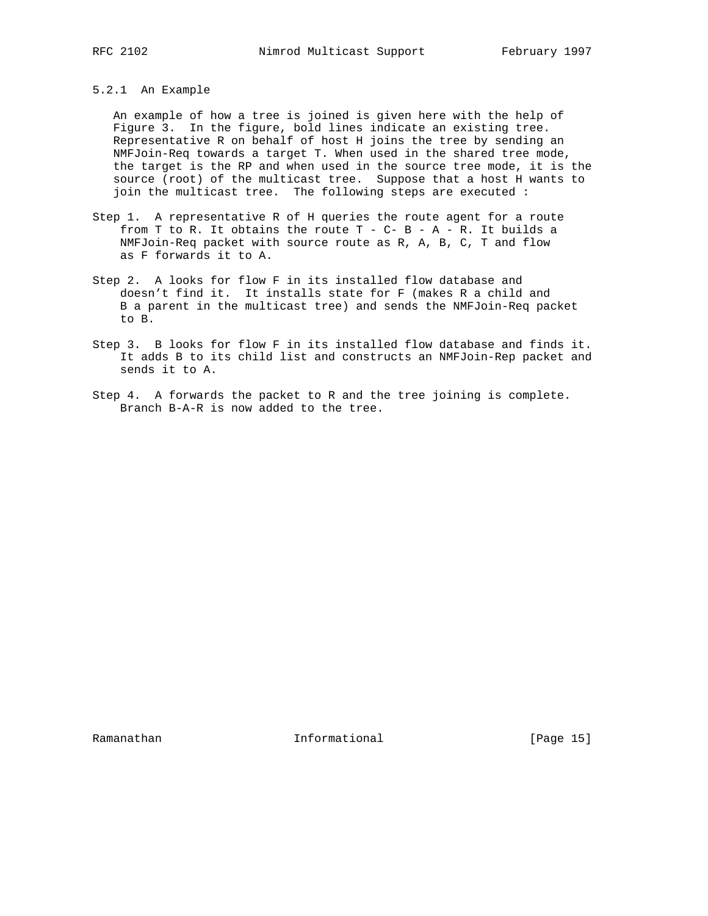### 5.2.1 An Example

An example of how a tree is joined is given here with the help of Figure 3. In the figure, bold lines indicate an existing tree. Representative R on behalf of host H joins the tree by sending an NMFJoin-Req towards a target T. When used in the shared tree mode, the target is the RP and when used in the source tree mode, it is the source (root) of the multicast tree. Suppose that a host H wants to join the multicast tree. The following steps are executed :

Step 1. A representative R of H queries the route agent for a route from T to R. It obtains the route T - C- B - A - R. It builds a NMFJoin-Req packet with source route as R, A, B, C, T and flow as F forwards it to A.

Step 2. A looks for flow F in its installed flow database and doesn't find it. It installs state for F (makes R a child and B a parent in the multicast tree) and sends the NMFJoin-Req packet to B.

Step 3. B looks for flow F in its installed flow database and finds it. It adds B to its child list and constructs an NMFJoin-Rep packet and sends it to A.

Step 4. A forwards the packet to R and the tree joining is complete. Branch B-A-R is now added to the tree.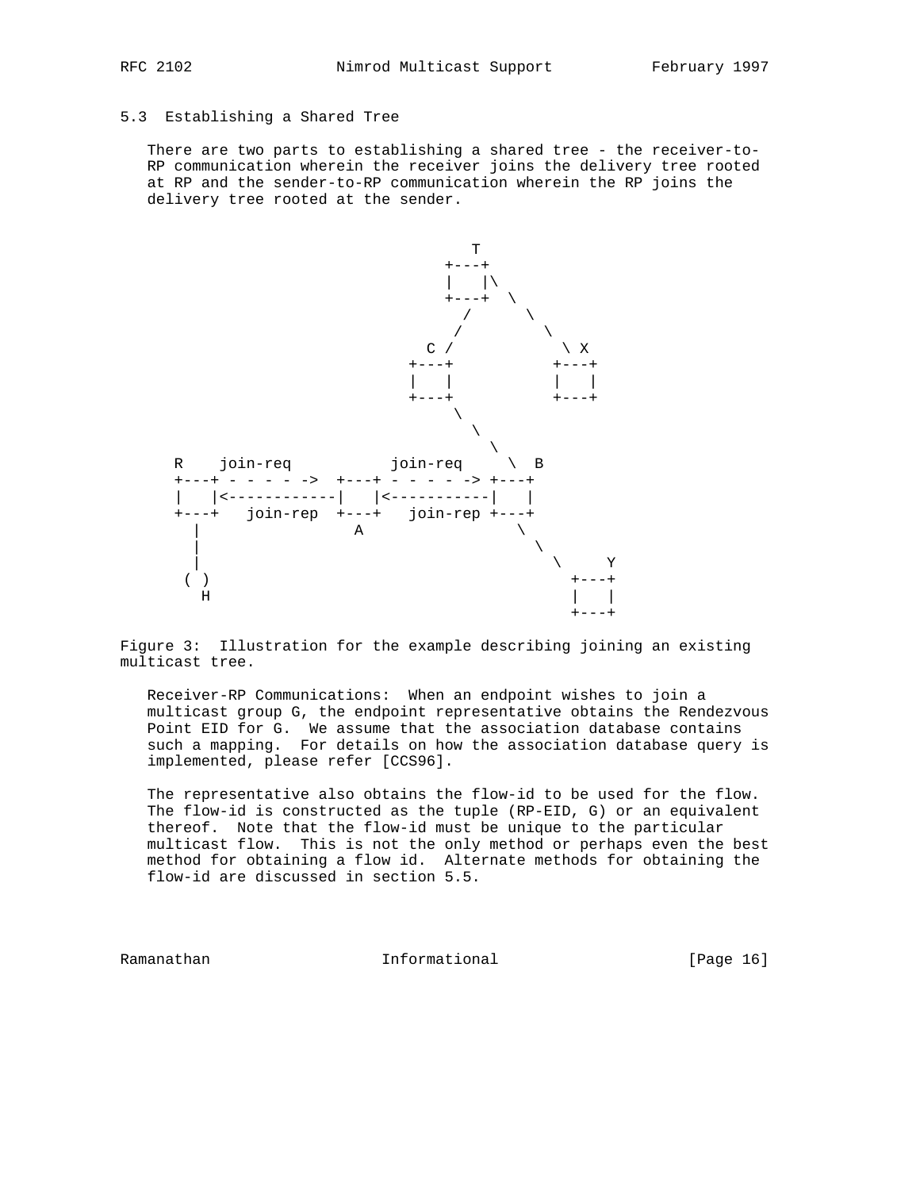### 5.3 Establishing a Shared Tree

There are two parts to establishing a shared tree - the receiver-to-RP communication wherein the receiver joins the delivery tree rooted at RP and the sender-to-RP communication wherein the RP joins the delivery tree rooted at the sender.

```
                                           T
                                         +---+
                                         |   |\
                                         +---+  \
                                           /     \
                                          /       \
                                       C /         \ X
                                     +---+          +---+
                                     |   |          |   |
                                     +---+          +---+
                                         \
                                          \
                                           \
      R    join-req          join-req     \  B
      +---+ - - - - ->  +---+ - - - - -> +---+
      |   |<------------|   |<-----------|   |
      +---+   join-rep  +---+   join-rep +---+
        |                 A               \
        |                                  \
        |                                   \     Y
       ( )                                   +---+
        H                                    |   |
                                             +---+
```

Figure 3: Illustration for the example describing joining an existing multicast tree.

Receiver-RP Communications: When an endpoint wishes to join a multicast group G, the endpoint representative obtains the Rendezvous Point EID for G. We assume that the association database contains such a mapping. For details on how the association database query is implemented, please refer [CCS96].

The representative also obtains the flow-id to be used for the flow. The flow-id is constructed as the tuple (RP-EID, G) or an equivalent thereof. Note that the flow-id must be unique to the particular multicast flow. This is not the only method or perhaps even the best method for obtaining a flow id. Alternate methods for obtaining the flow-id are discussed in section 5.5.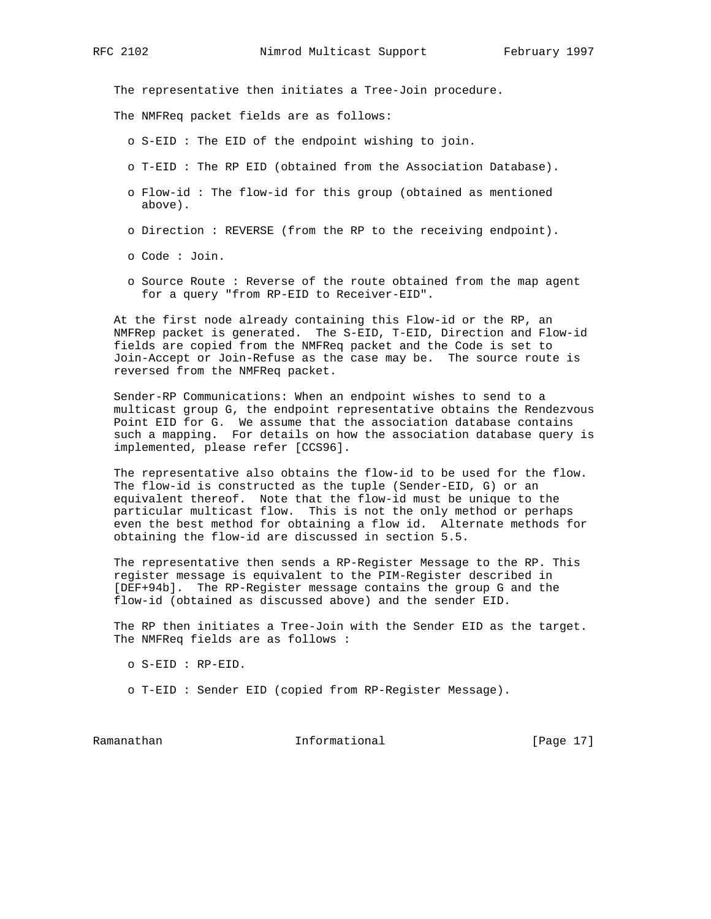The representative then initiates a Tree-Join procedure.

The NMFReq packet fields are as follows:

- S-EID : The EID of the endpoint wishing to join.
- T-EID : The RP EID (obtained from the Association Database).
- Flow-id : The flow-id for this group (obtained as mentioned above).
- Direction : REVERSE (from the RP to the receiving endpoint).
- Code : Join.
- Source Route : Reverse of the route obtained from the map agent for a query "from RP-EID to Receiver-EID".

At the first node already containing this Flow-id or the RP, an NMFRep packet is generated. The S-EID, T-EID, Direction and Flow-id fields are copied from the NMFReq packet and the Code is set to Join-Accept or Join-Refuse as the case may be. The source route is reversed from the NMFReq packet.

Sender-RP Communications: When an endpoint wishes to send to a multicast group G, the endpoint representative obtains the Rendezvous Point EID for G. We assume that the association database contains such a mapping. For details on how the association database query is implemented, please refer [CCS96].

The representative also obtains the flow-id to be used for the flow. The flow-id is constructed as the tuple (Sender-EID, G) or an equivalent thereof. Note that the flow-id must be unique to the particular multicast flow. This is not the only method or perhaps even the best method for obtaining a flow id. Alternate methods for obtaining the flow-id are discussed in section 5.5.

The representative then sends a RP-Register Message to the RP. This register message is equivalent to the PIM-Register described in [DEF+94b]. The RP-Register message contains the group G and the flow-id (obtained as discussed above) and the sender EID.

The RP then initiates a Tree-Join with the Sender EID as the target. The NMFReq fields are as follows :

- S-EID : RP-EID.
- T-EID : Sender EID (copied from RP-Register Message).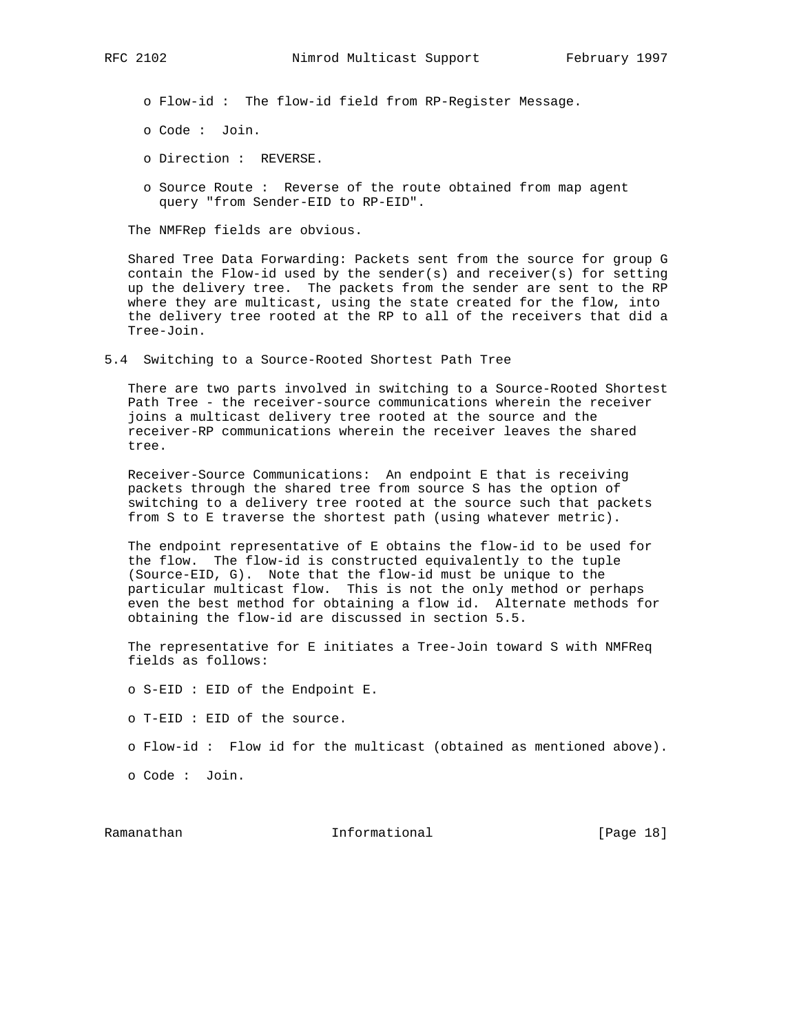- Flow-id : The flow-id field from RP-Register Message.
- Code : Join.
- Direction : REVERSE.
- Source Route : Reverse of the route obtained from map agent query "from Sender-EID to RP-EID".

The NMFRep fields are obvious.

Shared Tree Data Forwarding: Packets sent from the source for group G contain the Flow-id used by the sender(s) and receiver(s) for setting up the delivery tree. The packets from the sender are sent to the RP where they are multicast, using the state created for the flow, into the delivery tree rooted at the RP to all of the receivers that did a Tree-Join.

### 5.4 Switching to a Source-Rooted Shortest Path Tree

There are two parts involved in switching to a Source-Rooted Shortest Path Tree - the receiver-source communications wherein the receiver joins a multicast delivery tree rooted at the source and the receiver-RP communications wherein the receiver leaves the shared tree.

Receiver-Source Communications: An endpoint E that is receiving packets through the shared tree from source S has the option of switching to a delivery tree rooted at the source such that packets from S to E traverse the shortest path (using whatever metric).

The endpoint representative of E obtains the flow-id to be used for the flow. The flow-id is constructed equivalently to the tuple (Source-EID, G). Note that the flow-id must be unique to the particular multicast flow. This is not the only method or perhaps even the best method for obtaining a flow id. Alternate methods for obtaining the flow-id are discussed in section 5.5.

The representative for E initiates a Tree-Join toward S with NMFReq fields as follows:

- S-EID : EID of the Endpoint E.
- T-EID : EID of the source.
- Flow-id : Flow id for the multicast (obtained as mentioned above).
- Code : Join.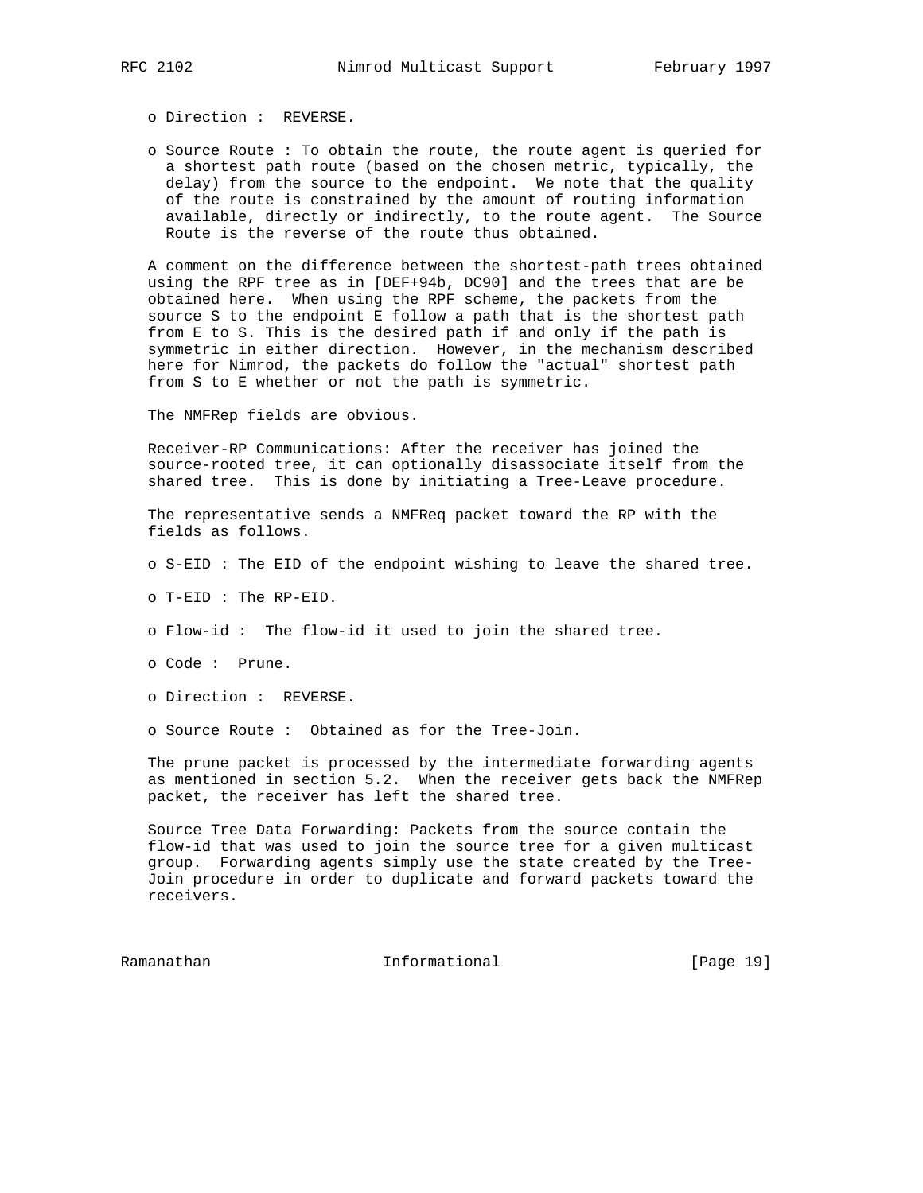- Direction : REVERSE.

- Source Route : To obtain the route, the route agent is queried for a shortest path route (based on the chosen metric, typically, the delay) from the source to the endpoint. We note that the quality of the route is constrained by the amount of routing information available, directly or indirectly, to the route agent. The Source Route is the reverse of the route thus obtained.

A comment on the difference between the shortest-path trees obtained using the RPF tree as in [DEF+94b, DC90] and the trees that are be obtained here. When using the RPF scheme, the packets from the source S to the endpoint E follow a path that is the shortest path from E to S. This is the desired path if and only if the path is symmetric in either direction. However, in the mechanism described here for Nimrod, the packets do follow the "actual" shortest path from S to E whether or not the path is symmetric.

The NMFRep fields are obvious.

Receiver-RP Communications: After the receiver has joined the source-rooted tree, it can optionally disassociate itself from the shared tree. This is done by initiating a Tree-Leave procedure.

The representative sends a NMFReq packet toward the RP with the fields as follows.

- S-EID : The EID of the endpoint wishing to leave the shared tree.

- T-EID : The RP-EID.

- Flow-id : The flow-id it used to join the shared tree.

- Code : Prune.

- Direction : REVERSE.

- Source Route : Obtained as for the Tree-Join.

The prune packet is processed by the intermediate forwarding agents as mentioned in section 5.2. When the receiver gets back the NMFRep packet, the receiver has left the shared tree.

Source Tree Data Forwarding: Packets from the source contain the flow-id that was used to join the source tree for a given multicast group. Forwarding agents simply use the state created by the Tree-Join procedure in order to duplicate and forward packets toward the receivers.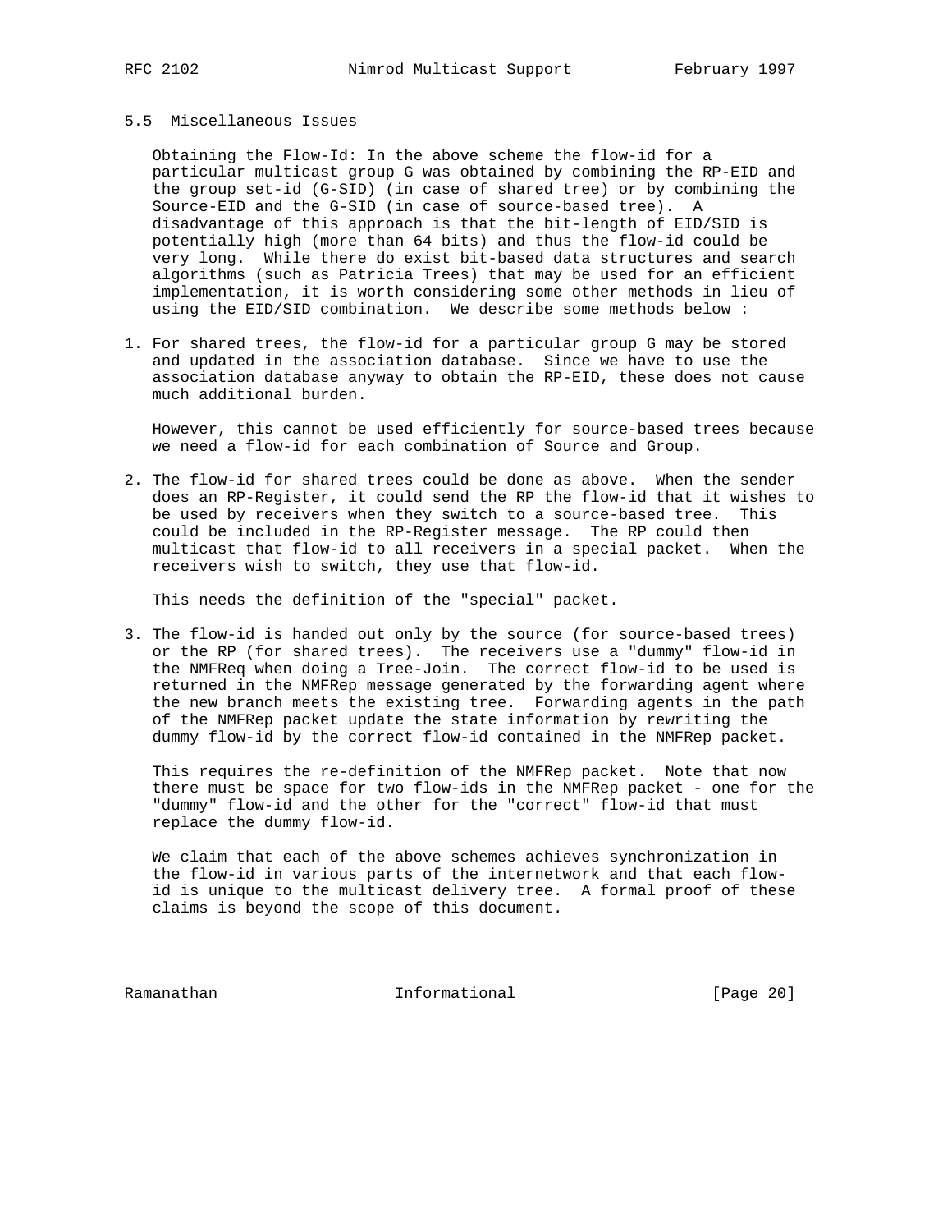## 5.5 Miscellaneous Issues

Obtaining the Flow-Id: In the above scheme the flow-id for a particular multicast group G was obtained by combining the RP-EID and the group set-id (G-SID) (in case of shared tree) or by combining the Source-EID and the G-SID (in case of source-based tree). A disadvantage of this approach is that the bit-length of EID/SID is potentially high (more than 64 bits) and thus the flow-id could be very long. While there do exist bit-based data structures and search algorithms (such as Patricia Trees) that may be used for an efficient implementation, it is worth considering some other methods in lieu of using the EID/SID combination. We describe some methods below :

1. For shared trees, the flow-id for a particular group G may be stored and updated in the association database. Since we have to use the association database anyway to obtain the RP-EID, these does not cause much additional burden.

   However, this cannot be used efficiently for source-based trees because we need a flow-id for each combination of Source and Group.

2. The flow-id for shared trees could be done as above. When the sender does an RP-Register, it could send the RP the flow-id that it wishes to be used by receivers when they switch to a source-based tree. This could be included in the RP-Register message. The RP could then multicast that flow-id to all receivers in a special packet. When the receivers wish to switch, they use that flow-id.

   This needs the definition of the "special" packet.

3. The flow-id is handed out only by the source (for source-based trees) or the RP (for shared trees). The receivers use a "dummy" flow-id in the NMFReq when doing a Tree-Join. The correct flow-id to be used is returned in the NMFRep message generated by the forwarding agent where the new branch meets the existing tree. Forwarding agents in the path of the NMFRep packet update the state information by rewriting the dummy flow-id by the correct flow-id contained in the NMFRep packet.

   This requires the re-definition of the NMFRep packet. Note that now there must be space for two flow-ids in the NMFRep packet - one for the "dummy" flow-id and the other for the "correct" flow-id that must replace the dummy flow-id.

We claim that each of the above schemes achieves synchronization in the flow-id in various parts of the internetwork and that each flow-id is unique to the multicast delivery tree. A formal proof of these claims is beyond the scope of this document.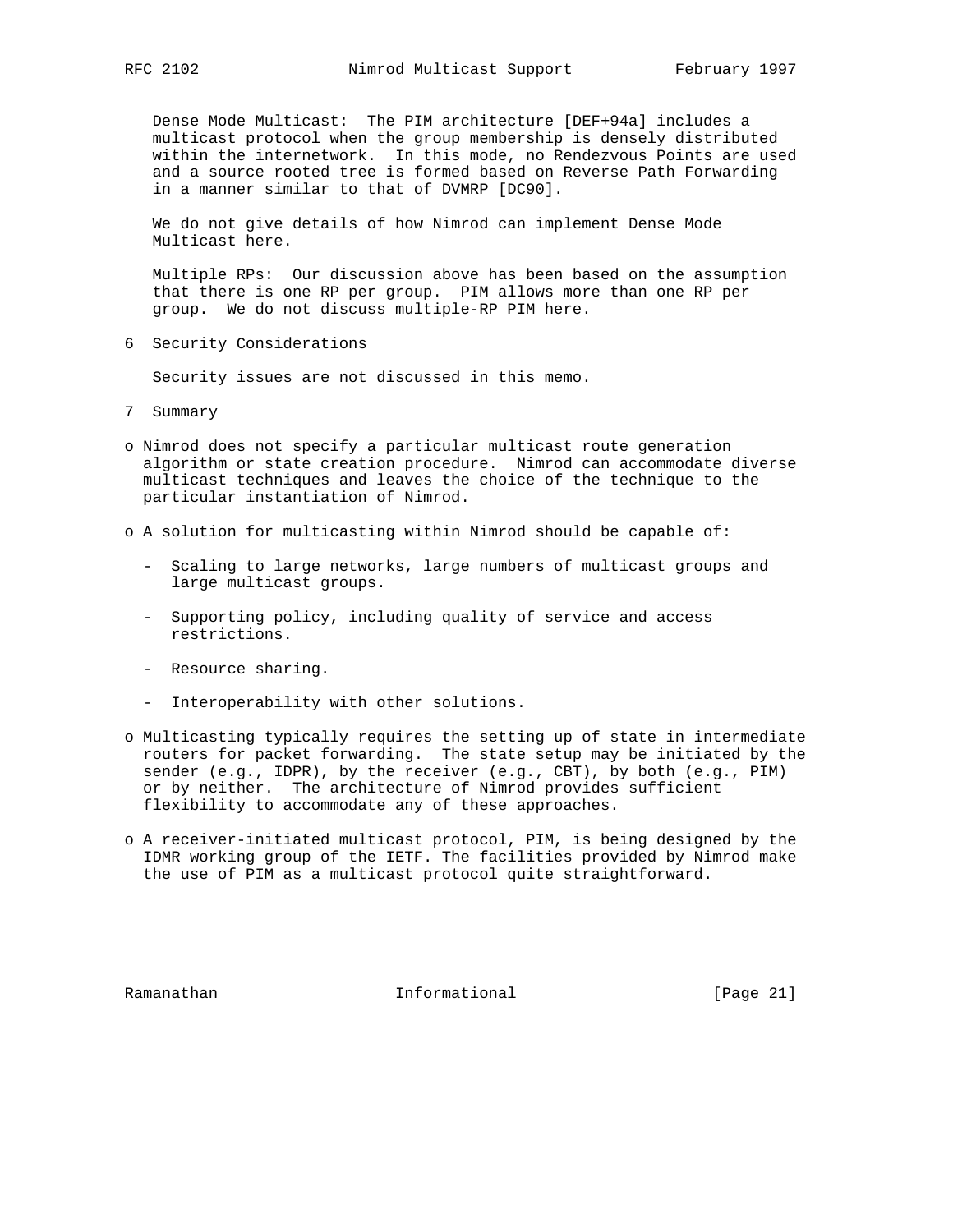Dense Mode Multicast: The PIM architecture [DEF+94a] includes a multicast protocol when the group membership is densely distributed within the internetwork. In this mode, no Rendezvous Points are used and a source rooted tree is formed based on Reverse Path Forwarding in a manner similar to that of DVMRP [DC90].

We do not give details of how Nimrod can implement Dense Mode Multicast here.

Multiple RPs: Our discussion above has been based on the assumption that there is one RP per group. PIM allows more than one RP per group. We do not discuss multiple-RP PIM here.

## 6 Security Considerations

Security issues are not discussed in this memo.

## 7 Summary

- Nimrod does not specify a particular multicast route generation algorithm or state creation procedure. Nimrod can accommodate diverse multicast techniques and leaves the choice of the technique to the particular instantiation of Nimrod.

- A solution for multicasting within Nimrod should be capable of:

  - Scaling to large networks, large numbers of multicast groups and large multicast groups.

  - Supporting policy, including quality of service and access restrictions.

  - Resource sharing.

  - Interoperability with other solutions.

- Multicasting typically requires the setting up of state in intermediate routers for packet forwarding. The state setup may be initiated by the sender (e.g., IDPR), by the receiver (e.g., CBT), by both (e.g., PIM) or by neither. The architecture of Nimrod provides sufficient flexibility to accommodate any of these approaches.

- A receiver-initiated multicast protocol, PIM, is being designed by the IDMR working group of the IETF. The facilities provided by Nimrod make the use of PIM as a multicast protocol quite straightforward.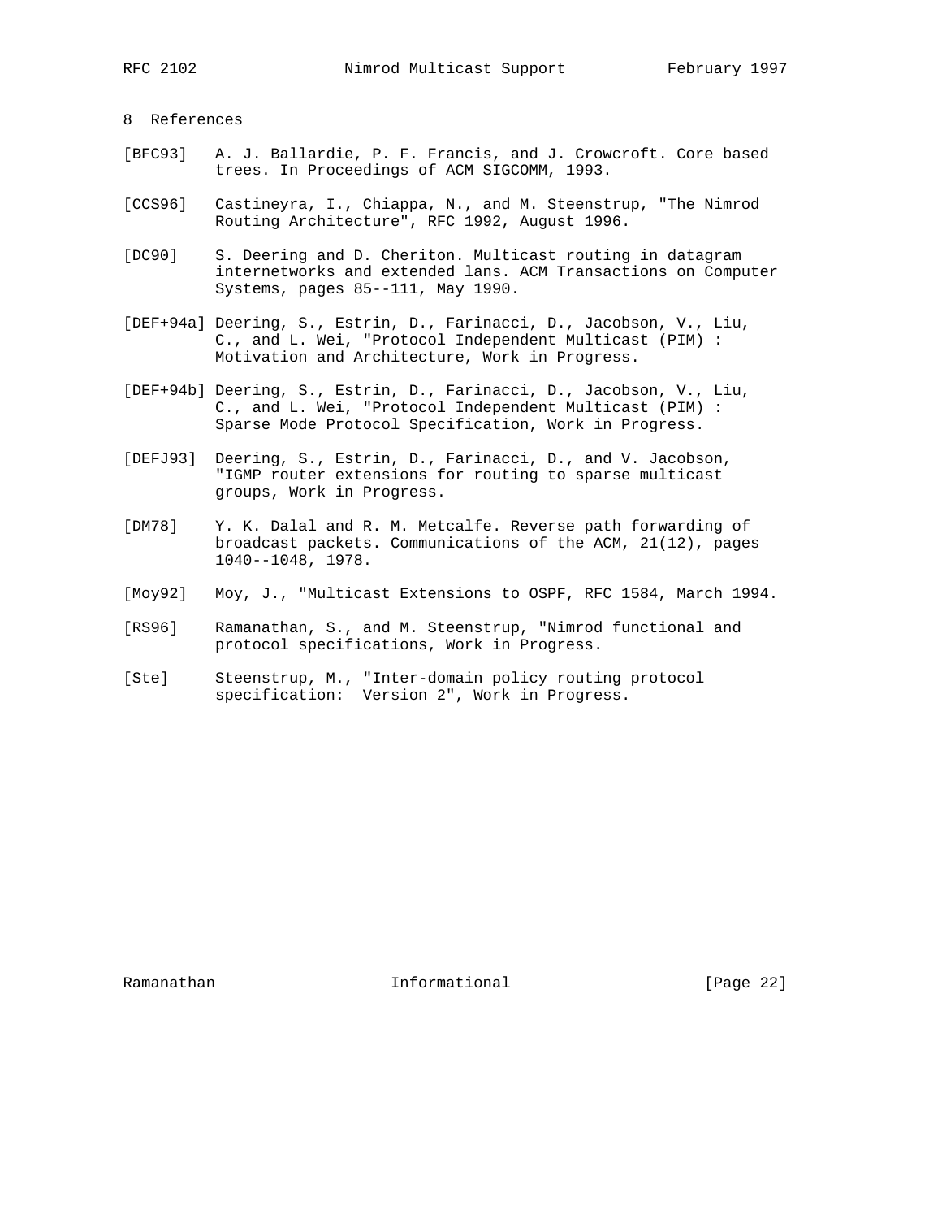## 8 References

[BFC93] A. J. Ballardie, P. F. Francis, and J. Crowcroft. Core based trees. In Proceedings of ACM SIGCOMM, 1993.

[CCS96] Castineyra, I., Chiappa, N., and M. Steenstrup, "The Nimrod Routing Architecture", RFC 1992, August 1996.

[DC90] S. Deering and D. Cheriton. Multicast routing in datagram internetworks and extended lans. ACM Transactions on Computer Systems, pages 85--111, May 1990.

[DEF+94a] Deering, S., Estrin, D., Farinacci, D., Jacobson, V., Liu, C., and L. Wei, "Protocol Independent Multicast (PIM) : Motivation and Architecture, Work in Progress.

[DEF+94b] Deering, S., Estrin, D., Farinacci, D., Jacobson, V., Liu, C., and L. Wei, "Protocol Independent Multicast (PIM) : Sparse Mode Protocol Specification, Work in Progress.

[DEFJ93] Deering, S., Estrin, D., Farinacci, D., and V. Jacobson, "IGMP router extensions for routing to sparse multicast groups, Work in Progress.

[DM78] Y. K. Dalal and R. M. Metcalfe. Reverse path forwarding of broadcast packets. Communications of the ACM, 21(12), pages 1040--1048, 1978.

[Moy92] Moy, J., "Multicast Extensions to OSPF, RFC 1584, March 1994.

[RS96] Ramanathan, S., and M. Steenstrup, "Nimrod functional and protocol specifications, Work in Progress.

[Ste] Steenstrup, M., "Inter-domain policy routing protocol specification: Version 2", Work in Progress.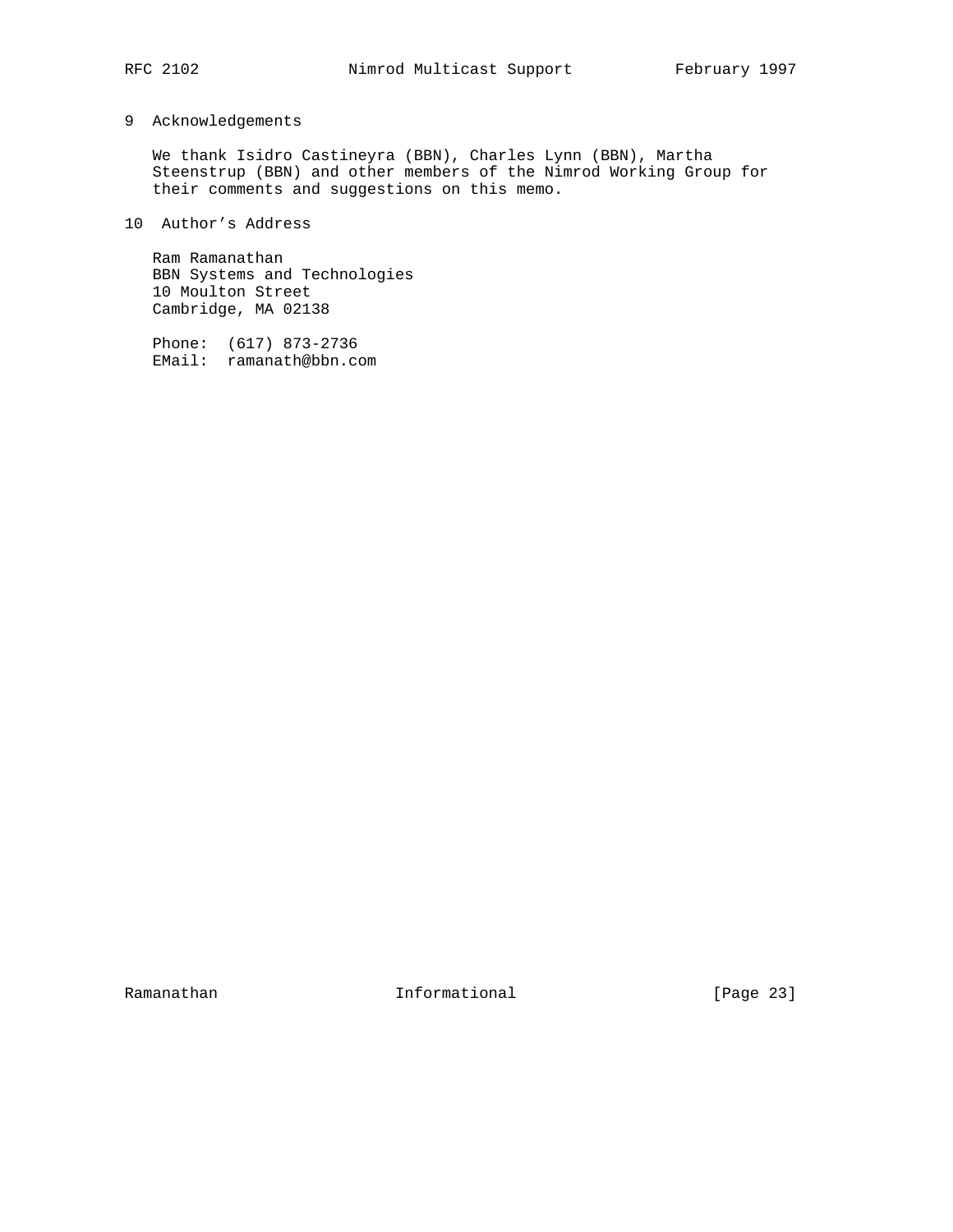## 9 Acknowledgements

We thank Isidro Castineyra (BBN), Charles Lynn (BBN), Martha Steenstrup (BBN) and other members of the Nimrod Working Group for their comments and suggestions on this memo.

## 10 Author's Address

Ram Ramanathan
BBN Systems and Technologies
10 Moulton Street
Cambridge, MA 02138

Phone: (617) 873-2736
EMail: ramanath@bbn.com